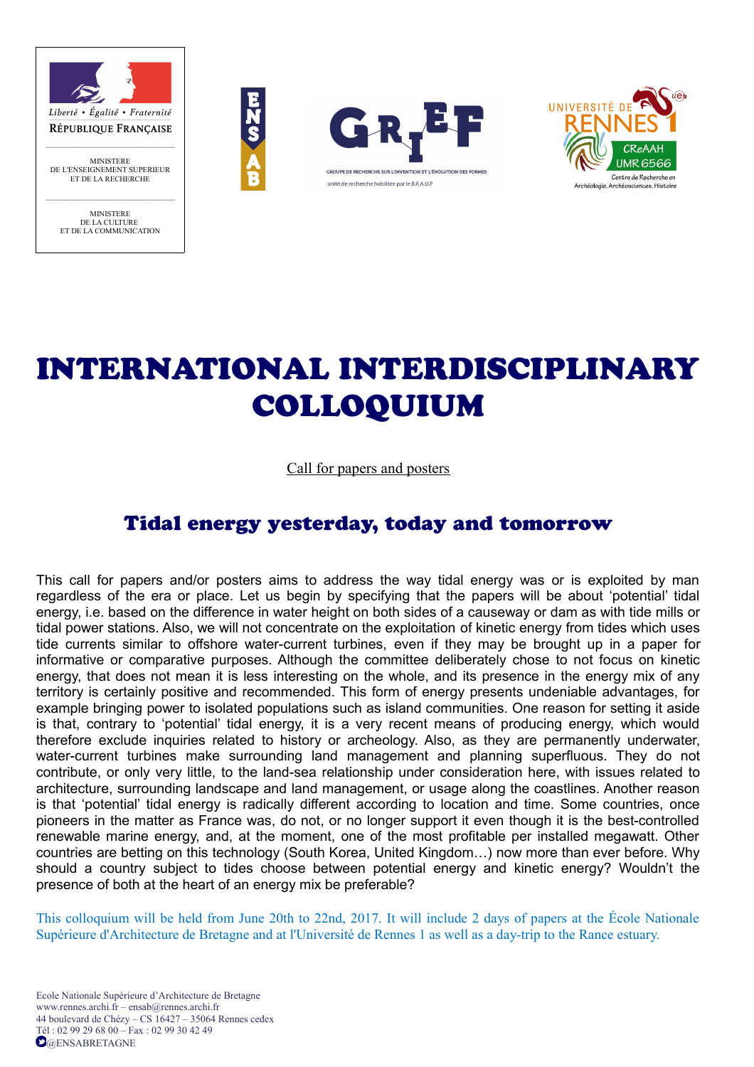Liberté • Égalité • Fraternité
RÉPUBLIQUE FRANÇAISE

MINISTERE
DE L'ENSEIGNEMENT SUPERIEUR
ET DE LA RECHERCHE

MINISTERE
DE LA CULTURE
ET DE LA COMMUNICATION

ENSAB

GRIEF
GROUPE DE RECHERCHE SUR L'INVENTION ET L'ÉVOLUTION DES FORMES
unité de recherche habilitée par le B.R.A.U.P

UNIVERSITÉ DE RENNES 1
CReAAH UMR 6566
Centre de Recherche en Archéologie, Archéosciences, Histoire

# INTERNATIONAL INTERDISCIPLINARY COLLOQUIUM

Call for papers and posters

## Tidal energy yesterday, today and tomorrow

This call for papers and/or posters aims to address the way tidal energy was or is exploited by man regardless of the era or place. Let us begin by specifying that the papers will be about 'potential' tidal energy, i.e. based on the difference in water height on both sides of a causeway or dam as with tide mills or tidal power stations. Also, we will not concentrate on the exploitation of kinetic energy from tides which uses tide currents similar to offshore water-current turbines, even if they may be brought up in a paper for informative or comparative purposes. Although the committee deliberately chose to not focus on kinetic energy, that does not mean it is less interesting on the whole, and its presence in the energy mix of any territory is certainly positive and recommended. This form of energy presents undeniable advantages, for example bringing power to isolated populations such as island communities. One reason for setting it aside is that, contrary to 'potential' tidal energy, it is a very recent means of producing energy, which would therefore exclude inquiries related to history or archeology. Also, as they are permanently underwater, water-current turbines make surrounding land management and planning superfluous. They do not contribute, or only very little, to the land-sea relationship under consideration here, with issues related to architecture, surrounding landscape and land management, or usage along the coastlines. Another reason is that 'potential' tidal energy is radically different according to location and time. Some countries, once pioneers in the matter as France was, do not, or no longer support it even though it is the best-controlled renewable marine energy, and, at the moment, one of the most profitable per installed megawatt. Other countries are betting on this technology (South Korea, United Kingdom…) now more than ever before. Why should a country subject to tides choose between potential energy and kinetic energy? Wouldn't the presence of both at the heart of an energy mix be preferable?

This colloquium will be held from June 20th to 22nd, 2017. It will include 2 days of papers at the École Nationale Supérieure d'Architecture de Bretagne and at l'Université de Rennes 1 as well as a day-trip to the Rance estuary.

Ecole Nationale Supérieure d'Architecture de Bretagne
www.rennes.archi.fr – ensab@rennes.archi.fr
44 boulevard de Chézy – CS 16427 – 35064 Rennes cedex
Tél : 02 99 29 68 00 – Fax : 02 99 30 42 49
@ENSABRETAGNE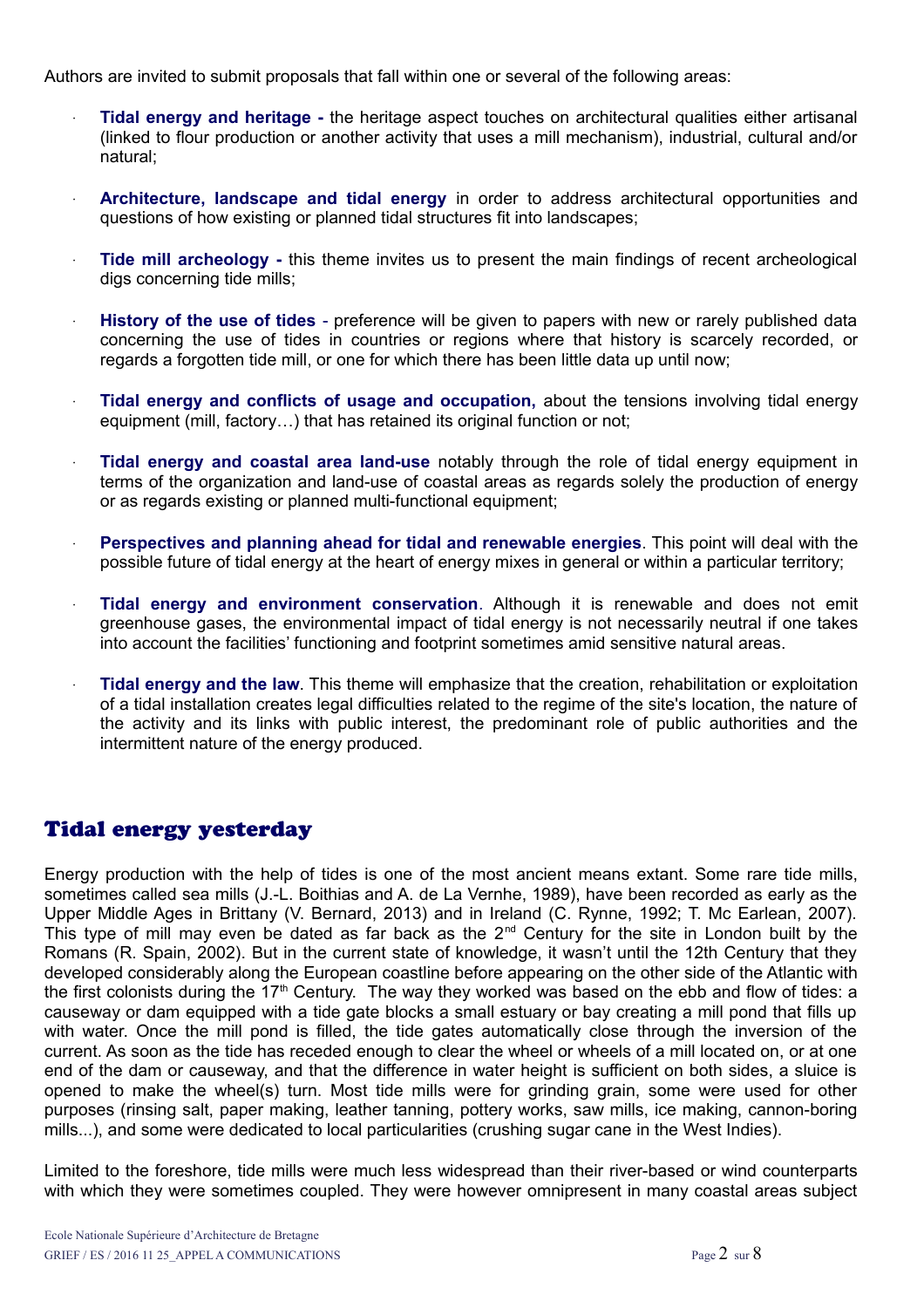Authors are invited to submit proposals that fall within one or several of the following areas:

- **Tidal energy and heritage -** the heritage aspect touches on architectural qualities either artisanal (linked to flour production or another activity that uses a mill mechanism), industrial, cultural and/or natural;
- **Architecture, landscape and tidal energy** in order to address architectural opportunities and questions of how existing or planned tidal structures fit into landscapes;
- **Tide mill archeology -** this theme invites us to present the main findings of recent archeological digs concerning tide mills;
- **History of the use of tides** - preference will be given to papers with new or rarely published data concerning the use of tides in countries or regions where that history is scarcely recorded, or regards a forgotten tide mill, or one for which there has been little data up until now;
- **Tidal energy and conflicts of usage and occupation,** about the tensions involving tidal energy equipment (mill, factory…) that has retained its original function or not;
- **Tidal energy and coastal area land-use** notably through the role of tidal energy equipment in terms of the organization and land-use of coastal areas as regards solely the production of energy or as regards existing or planned multi-functional equipment;
- **Perspectives and planning ahead for tidal and renewable energies**. This point will deal with the possible future of tidal energy at the heart of energy mixes in general or within a particular territory;
- **Tidal energy and environment conservation**. Although it is renewable and does not emit greenhouse gases, the environmental impact of tidal energy is not necessarily neutral if one takes into account the facilities' functioning and footprint sometimes amid sensitive natural areas.
- **Tidal energy and the law**. This theme will emphasize that the creation, rehabilitation or exploitation of a tidal installation creates legal difficulties related to the regime of the site's location, the nature of the activity and its links with public interest, the predominant role of public authorities and the intermittent nature of the energy produced.

## Tidal energy yesterday

Energy production with the help of tides is one of the most ancient means extant. Some rare tide mills, sometimes called sea mills (J.-L. Boithias and A. de La Vernhe, 1989), have been recorded as early as the Upper Middle Ages in Brittany (V. Bernard, 2013) and in Ireland (C. Rynne, 1992; T. Mc Earlean, 2007). This type of mill may even be dated as far back as the 2nd Century for the site in London built by the Romans (R. Spain, 2002). But in the current state of knowledge, it wasn't until the 12th Century that they developed considerably along the European coastline before appearing on the other side of the Atlantic with the first colonists during the 17th Century. The way they worked was based on the ebb and flow of tides: a causeway or dam equipped with a tide gate blocks a small estuary or bay creating a mill pond that fills up with water. Once the mill pond is filled, the tide gates automatically close through the inversion of the current. As soon as the tide has receded enough to clear the wheel or wheels of a mill located on, or at one end of the dam or causeway, and that the difference in water height is sufficient on both sides, a sluice is opened to make the wheel(s) turn. Most tide mills were for grinding grain, some were used for other purposes (rinsing salt, paper making, leather tanning, pottery works, saw mills, ice making, cannon-boring mills...), and some were dedicated to local particularities (crushing sugar cane in the West Indies).

Limited to the foreshore, tide mills were much less widespread than their river-based or wind counterparts with which they were sometimes coupled. They were however omnipresent in many coastal areas subject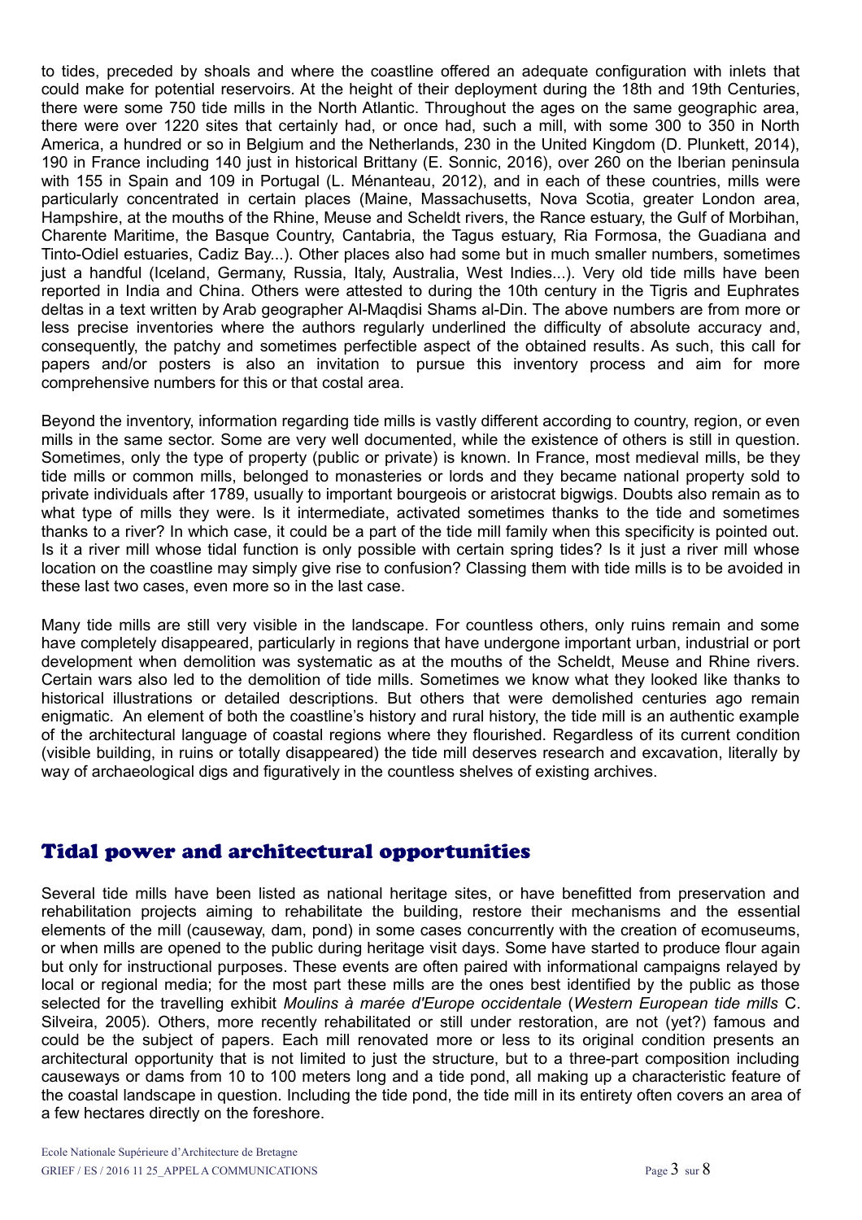to tides, preceded by shoals and where the coastline offered an adequate configuration with inlets that could make for potential reservoirs. At the height of their deployment during the 18th and 19th Centuries, there were some 750 tide mills in the North Atlantic. Throughout the ages on the same geographic area, there were over 1220 sites that certainly had, or once had, such a mill, with some 300 to 350 in North America, a hundred or so in Belgium and the Netherlands, 230 in the United Kingdom (D. Plunkett, 2014), 190 in France including 140 just in historical Brittany (E. Sonnic, 2016), over 260 on the Iberian peninsula with 155 in Spain and 109 in Portugal (L. Ménanteau, 2012), and in each of these countries, mills were particularly concentrated in certain places (Maine, Massachusetts, Nova Scotia, greater London area, Hampshire, at the mouths of the Rhine, Meuse and Scheldt rivers, the Rance estuary, the Gulf of Morbihan, Charente Maritime, the Basque Country, Cantabria, the Tagus estuary, Ria Formosa, the Guadiana and Tinto-Odiel estuaries, Cadiz Bay...). Other places also had some but in much smaller numbers, sometimes just a handful (Iceland, Germany, Russia, Italy, Australia, West Indies...). Very old tide mills have been reported in India and China. Others were attested to during the 10th century in the Tigris and Euphrates deltas in a text written by Arab geographer Al-Maqdisi Shams al-Din. The above numbers are from more or less precise inventories where the authors regularly underlined the difficulty of absolute accuracy and, consequently, the patchy and sometimes perfectible aspect of the obtained results. As such, this call for papers and/or posters is also an invitation to pursue this inventory process and aim for more comprehensive numbers for this or that costal area.

Beyond the inventory, information regarding tide mills is vastly different according to country, region, or even mills in the same sector. Some are very well documented, while the existence of others is still in question. Sometimes, only the type of property (public or private) is known. In France, most medieval mills, be they tide mills or common mills, belonged to monasteries or lords and they became national property sold to private individuals after 1789, usually to important bourgeois or aristocrat bigwigs. Doubts also remain as to what type of mills they were. Is it intermediate, activated sometimes thanks to the tide and sometimes thanks to a river? In which case, it could be a part of the tide mill family when this specificity is pointed out. Is it a river mill whose tidal function is only possible with certain spring tides? Is it just a river mill whose location on the coastline may simply give rise to confusion? Classing them with tide mills is to be avoided in these last two cases, even more so in the last case.

Many tide mills are still very visible in the landscape. For countless others, only ruins remain and some have completely disappeared, particularly in regions that have undergone important urban, industrial or port development when demolition was systematic as at the mouths of the Scheldt, Meuse and Rhine rivers. Certain wars also led to the demolition of tide mills. Sometimes we know what they looked like thanks to historical illustrations or detailed descriptions. But others that were demolished centuries ago remain enigmatic. An element of both the coastline's history and rural history, the tide mill is an authentic example of the architectural language of coastal regions where they flourished. Regardless of its current condition (visible building, in ruins or totally disappeared) the tide mill deserves research and excavation, literally by way of archaeological digs and figuratively in the countless shelves of existing archives.

## Tidal power and architectural opportunities

Several tide mills have been listed as national heritage sites, or have benefitted from preservation and rehabilitation projects aiming to rehabilitate the building, restore their mechanisms and the essential elements of the mill (causeway, dam, pond) in some cases concurrently with the creation of ecomuseums, or when mills are opened to the public during heritage visit days. Some have started to produce flour again but only for instructional purposes. These events are often paired with informational campaigns relayed by local or regional media; for the most part these mills are the ones best identified by the public as those selected for the travelling exhibit *Moulins à marée d'Europe occidentale* (*Western European tide mills* C. Silveira, 2005). Others, more recently rehabilitated or still under restoration, are not (yet?) famous and could be the subject of papers. Each mill renovated more or less to its original condition presents an architectural opportunity that is not limited to just the structure, but to a three-part composition including causeways or dams from 10 to 100 meters long and a tide pond, all making up a characteristic feature of the coastal landscape in question. Including the tide pond, the tide mill in its entirety often covers an area of a few hectares directly on the foreshore.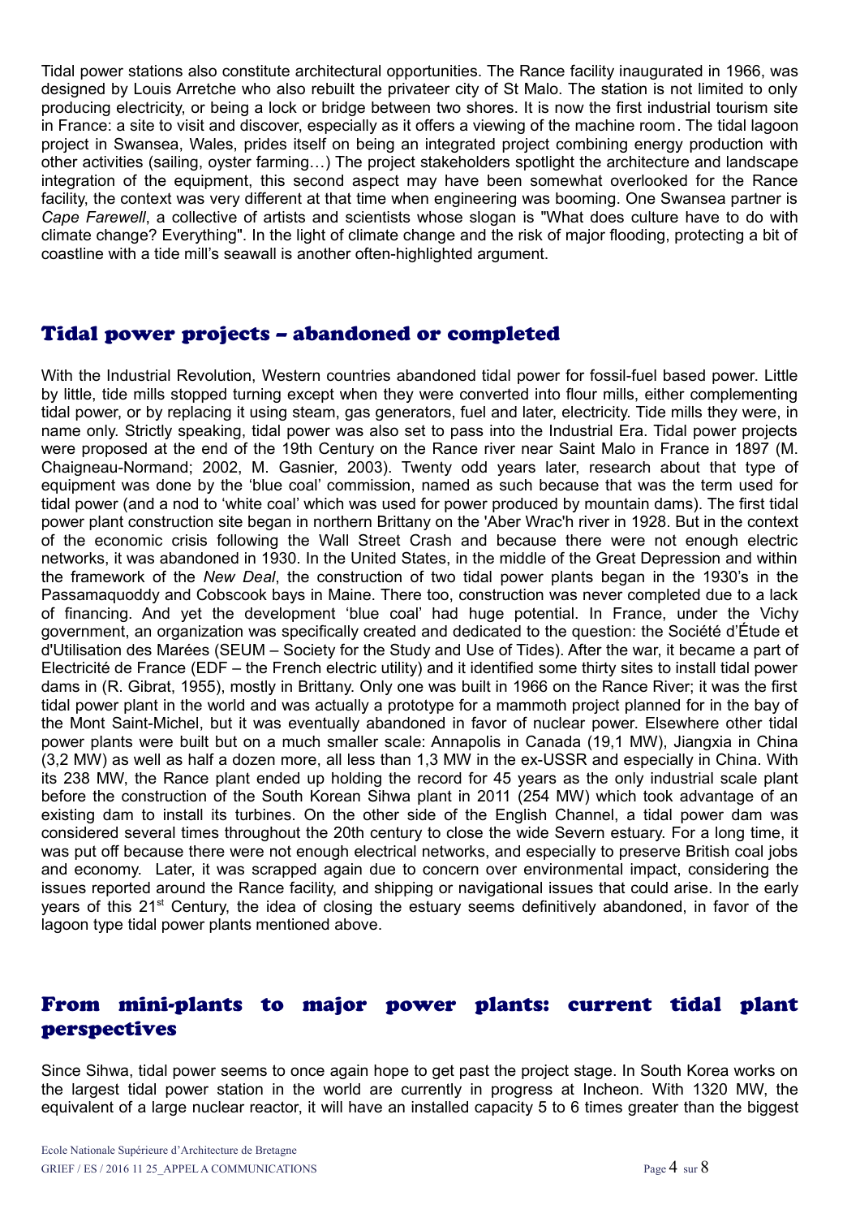Tidal power stations also constitute architectural opportunities. The Rance facility inaugurated in 1966, was designed by Louis Arretche who also rebuilt the privateer city of St Malo. The station is not limited to only producing electricity, or being a lock or bridge between two shores. It is now the first industrial tourism site in France: a site to visit and discover, especially as it offers a viewing of the machine room. The tidal lagoon project in Swansea, Wales, prides itself on being an integrated project combining energy production with other activities (sailing, oyster farming…) The project stakeholders spotlight the architecture and landscape integration of the equipment, this second aspect may have been somewhat overlooked for the Rance facility, the context was very different at that time when engineering was booming. One Swansea partner is *Cape Farewell*, a collective of artists and scientists whose slogan is "What does culture have to do with climate change? Everything". In the light of climate change and the risk of major flooding, protecting a bit of coastline with a tide mill's seawall is another often-highlighted argument.

## Tidal power projects – abandoned or completed

With the Industrial Revolution, Western countries abandoned tidal power for fossil-fuel based power. Little by little, tide mills stopped turning except when they were converted into flour mills, either complementing tidal power, or by replacing it using steam, gas generators, fuel and later, electricity. Tide mills they were, in name only. Strictly speaking, tidal power was also set to pass into the Industrial Era. Tidal power projects were proposed at the end of the 19th Century on the Rance river near Saint Malo in France in 1897 (M. Chaigneau-Normand; 2002, M. Gasnier, 2003). Twenty odd years later, research about that type of equipment was done by the 'blue coal' commission, named as such because that was the term used for tidal power (and a nod to 'white coal' which was used for power produced by mountain dams). The first tidal power plant construction site began in northern Brittany on the 'Aber Wrac'h river in 1928. But in the context of the economic crisis following the Wall Street Crash and because there were not enough electric networks, it was abandoned in 1930. In the United States, in the middle of the Great Depression and within the framework of the *New Deal*, the construction of two tidal power plants began in the 1930's in the Passamaquoddy and Cobscook bays in Maine. There too, construction was never completed due to a lack of financing. And yet the development 'blue coal' had huge potential. In France, under the Vichy government, an organization was specifically created and dedicated to the question: the Société d'Étude et d'Utilisation des Marées (SEUM – Society for the Study and Use of Tides). After the war, it became a part of Electricité de France (EDF – the French electric utility) and it identified some thirty sites to install tidal power dams in (R. Gibrat, 1955), mostly in Brittany. Only one was built in 1966 on the Rance River; it was the first tidal power plant in the world and was actually a prototype for a mammoth project planned for in the bay of the Mont Saint-Michel, but it was eventually abandoned in favor of nuclear power. Elsewhere other tidal power plants were built but on a much smaller scale: Annapolis in Canada (19,1 MW), Jiangxia in China (3,2 MW) as well as half a dozen more, all less than 1,3 MW in the ex-USSR and especially in China. With its 238 MW, the Rance plant ended up holding the record for 45 years as the only industrial scale plant before the construction of the South Korean Sihwa plant in 2011 (254 MW) which took advantage of an existing dam to install its turbines. On the other side of the English Channel, a tidal power dam was considered several times throughout the 20th century to close the wide Severn estuary. For a long time, it was put off because there were not enough electrical networks, and especially to preserve British coal jobs and economy. Later, it was scrapped again due to concern over environmental impact, considering the issues reported around the Rance facility, and shipping or navigational issues that could arise. In the early years of this 21st Century, the idea of closing the estuary seems definitively abandoned, in favor of the lagoon type tidal power plants mentioned above.

## From mini-plants to major power plants: current tidal plant perspectives

Since Sihwa, tidal power seems to once again hope to get past the project stage. In South Korea works on the largest tidal power station in the world are currently in progress at Incheon. With 1320 MW, the equivalent of a large nuclear reactor, it will have an installed capacity 5 to 6 times greater than the biggest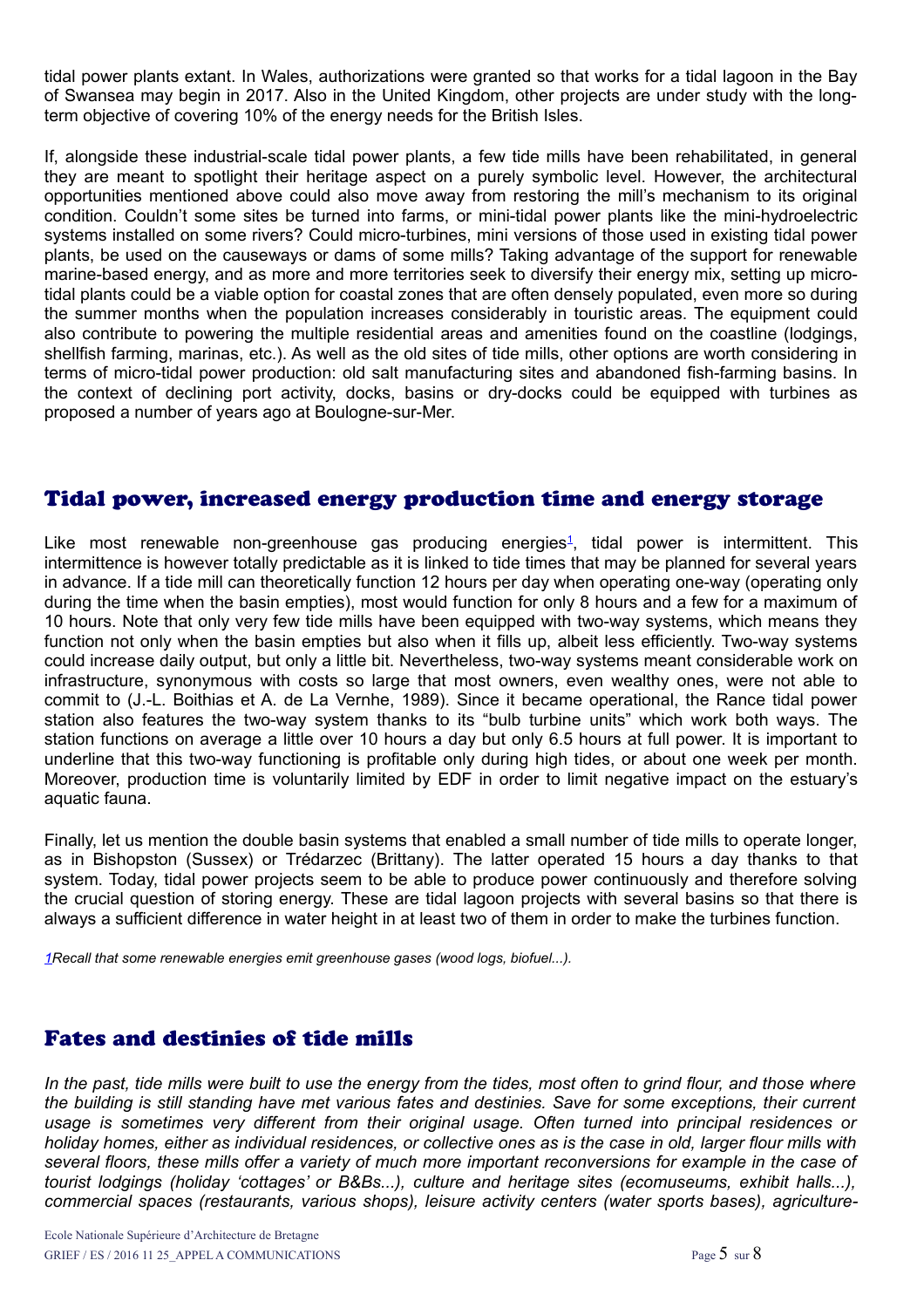tidal power plants extant. In Wales, authorizations were granted so that works for a tidal lagoon in the Bay of Swansea may begin in 2017. Also in the United Kingdom, other projects are under study with the long-term objective of covering 10% of the energy needs for the British Isles.

If, alongside these industrial-scale tidal power plants, a few tide mills have been rehabilitated, in general they are meant to spotlight their heritage aspect on a purely symbolic level. However, the architectural opportunities mentioned above could also move away from restoring the mill's mechanism to its original condition. Couldn't some sites be turned into farms, or mini-tidal power plants like the mini-hydroelectric systems installed on some rivers? Could micro-turbines, mini versions of those used in existing tidal power plants, be used on the causeways or dams of some mills? Taking advantage of the support for renewable marine-based energy, and as more and more territories seek to diversify their energy mix, setting up micro-tidal plants could be a viable option for coastal zones that are often densely populated, even more so during the summer months when the population increases considerably in touristic areas. The equipment could also contribute to powering the multiple residential areas and amenities found on the coastline (lodgings, shellfish farming, marinas, etc.). As well as the old sites of tide mills, other options are worth considering in terms of micro-tidal power production: old salt manufacturing sites and abandoned fish-farming basins. In the context of declining port activity, docks, basins or dry-docks could be equipped with turbines as proposed a number of years ago at Boulogne-sur-Mer.

## Tidal power, increased energy production time and energy storage

Like most renewable non-greenhouse gas producing energies[1], tidal power is intermittent. This intermittence is however totally predictable as it is linked to tide times that may be planned for several years in advance. If a tide mill can theoretically function 12 hours per day when operating one-way (operating only during the time when the basin empties), most would function for only 8 hours and a few for a maximum of 10 hours. Note that only very few tide mills have been equipped with two-way systems, which means they function not only when the basin empties but also when it fills up, albeit less efficiently. Two-way systems could increase daily output, but only a little bit. Nevertheless, two-way systems meant considerable work on infrastructure, synonymous with costs so large that most owners, even wealthy ones, were not able to commit to (J.-L. Boithias et A. de La Vernhe, 1989). Since it became operational, the Rance tidal power station also features the two-way system thanks to its "bulb turbine units" which work both ways. The station functions on average a little over 10 hours a day but only 6.5 hours at full power. It is important to underline that this two-way functioning is profitable only during high tides, or about one week per month. Moreover, production time is voluntarily limited by EDF in order to limit negative impact on the estuary's aquatic fauna.

Finally, let us mention the double basin systems that enabled a small number of tide mills to operate longer, as in Bishopston (Sussex) or Trédarzec (Brittany). The latter operated 15 hours a day thanks to that system. Today, tidal power projects seem to be able to produce power continuously and therefore solving the crucial question of storing energy. These are tidal lagoon projects with several basins so that there is always a sufficient difference in water height in at least two of them in order to make the turbines function.

*[1]Recall that some renewable energies emit greenhouse gases (wood logs, biofuel...).*

## Fates and destinies of tide mills

*In the past, tide mills were built to use the energy from the tides, most often to grind flour, and those where the building is still standing have met various fates and destinies. Save for some exceptions, their current usage is sometimes very different from their original usage. Often turned into principal residences or holiday homes, either as individual residences, or collective ones as is the case in old, larger flour mills with several floors, these mills offer a variety of much more important reconversions for example in the case of tourist lodgings (holiday 'cottages' or B&Bs...), culture and heritage sites (ecomuseums, exhibit halls...), commercial spaces (restaurants, various shops), leisure activity centers (water sports bases), agriculture-*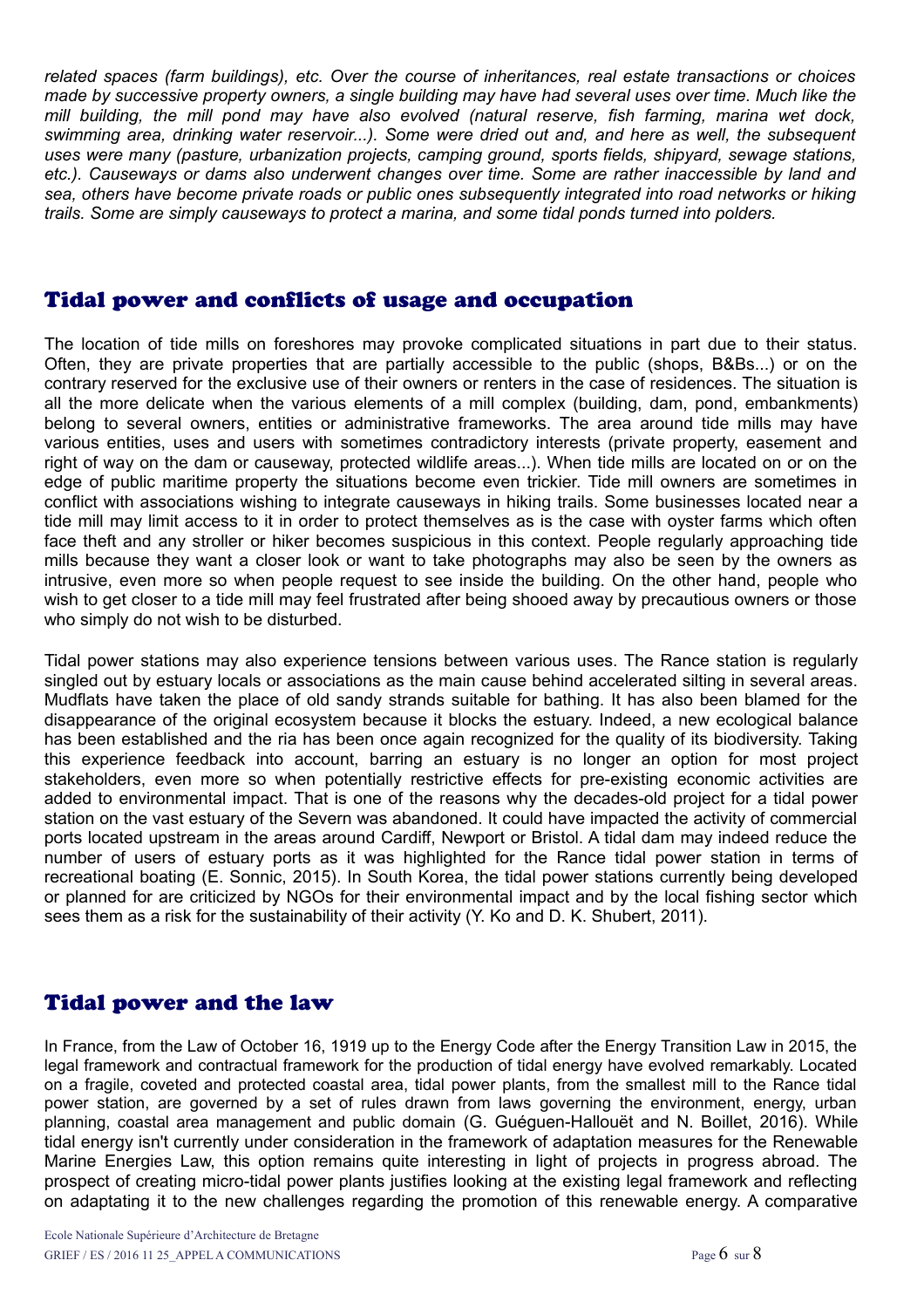*related spaces (farm buildings), etc. Over the course of inheritances, real estate transactions or choices made by successive property owners, a single building may have had several uses over time. Much like the mill building, the mill pond may have also evolved (natural reserve, fish farming, marina wet dock, swimming area, drinking water reservoir...). Some were dried out and, and here as well, the subsequent uses were many (pasture, urbanization projects, camping ground, sports fields, shipyard, sewage stations, etc.). Causeways or dams also underwent changes over time. Some are rather inaccessible by land and sea, others have become private roads or public ones subsequently integrated into road networks or hiking trails. Some are simply causeways to protect a marina, and some tidal ponds turned into polders.*

## Tidal power and conflicts of usage and occupation

The location of tide mills on foreshores may provoke complicated situations in part due to their status. Often, they are private properties that are partially accessible to the public (shops, B&Bs...) or on the contrary reserved for the exclusive use of their owners or renters in the case of residences. The situation is all the more delicate when the various elements of a mill complex (building, dam, pond, embankments) belong to several owners, entities or administrative frameworks. The area around tide mills may have various entities, uses and users with sometimes contradictory interests (private property, easement and right of way on the dam or causeway, protected wildlife areas...). When tide mills are located on or on the edge of public maritime property the situations become even trickier. Tide mill owners are sometimes in conflict with associations wishing to integrate causeways in hiking trails. Some businesses located near a tide mill may limit access to it in order to protect themselves as is the case with oyster farms which often face theft and any stroller or hiker becomes suspicious in this context. People regularly approaching tide mills because they want a closer look or want to take photographs may also be seen by the owners as intrusive, even more so when people request to see inside the building. On the other hand, people who wish to get closer to a tide mill may feel frustrated after being shooed away by precautious owners or those who simply do not wish to be disturbed.

Tidal power stations may also experience tensions between various uses. The Rance station is regularly singled out by estuary locals or associations as the main cause behind accelerated silting in several areas. Mudflats have taken the place of old sandy strands suitable for bathing. It has also been blamed for the disappearance of the original ecosystem because it blocks the estuary. Indeed, a new ecological balance has been established and the ria has been once again recognized for the quality of its biodiversity. Taking this experience feedback into account, barring an estuary is no longer an option for most project stakeholders, even more so when potentially restrictive effects for pre-existing economic activities are added to environmental impact. That is one of the reasons why the decades-old project for a tidal power station on the vast estuary of the Severn was abandoned. It could have impacted the activity of commercial ports located upstream in the areas around Cardiff, Newport or Bristol. A tidal dam may indeed reduce the number of users of estuary ports as it was highlighted for the Rance tidal power station in terms of recreational boating (E. Sonnic, 2015). In South Korea, the tidal power stations currently being developed or planned for are criticized by NGOs for their environmental impact and by the local fishing sector which sees them as a risk for the sustainability of their activity (Y. Ko and D. K. Shubert, 2011).

## Tidal power and the law

In France, from the Law of October 16, 1919 up to the Energy Code after the Energy Transition Law in 2015, the legal framework and contractual framework for the production of tidal energy have evolved remarkably. Located on a fragile, coveted and protected coastal area, tidal power plants, from the smallest mill to the Rance tidal power station, are governed by a set of rules drawn from laws governing the environment, energy, urban planning, coastal area management and public domain (G. Guéguen-Hallouët and N. Boillet, 2016). While tidal energy isn't currently under consideration in the framework of adaptation measures for the Renewable Marine Energies Law, this option remains quite interesting in light of projects in progress abroad. The prospect of creating micro-tidal power plants justifies looking at the existing legal framework and reflecting on adaptating it to the new challenges regarding the promotion of this renewable energy. A comparative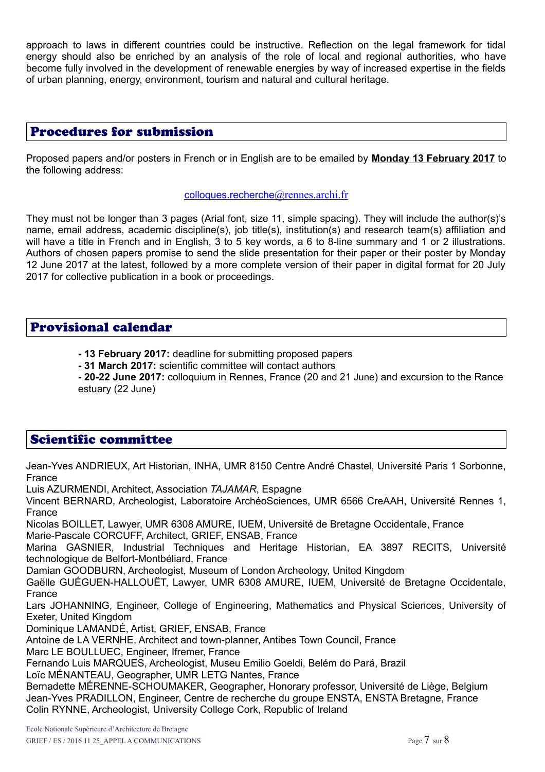approach to laws in different countries could be instructive. Reflection on the legal framework for tidal energy should also be enriched by an analysis of the role of local and regional authorities, who have become fully involved in the development of renewable energies by way of increased expertise in the fields of urban planning, energy, environment, tourism and natural and cultural heritage.

## Procedures for submission

Proposed papers and/or posters in French or in English are to be emailed by **Monday 13 February 2017** to the following address:

colloques.recherche@rennes.archi.fr

They must not be longer than 3 pages (Arial font, size 11, simple spacing). They will include the author(s)'s name, email address, academic discipline(s), job title(s), institution(s) and research team(s) affiliation and will have a title in French and in English, 3 to 5 key words, a 6 to 8-line summary and 1 or 2 illustrations. Authors of chosen papers promise to send the slide presentation for their paper or their poster by Monday 12 June 2017 at the latest, followed by a more complete version of their paper in digital format for 20 July 2017 for collective publication in a book or proceedings.

## Provisional calendar

- **13 February 2017:** deadline for submitting proposed papers
- **31 March 2017:** scientific committee will contact authors
- **20-22 June 2017:** colloquium in Rennes, France (20 and 21 June) and excursion to the Rance estuary (22 June)

## Scientific committee

Jean-Yves ANDRIEUX, Art Historian, INHA, UMR 8150 Centre André Chastel, Université Paris 1 Sorbonne, France
Luis AZURMENDI, Architect, Association *TAJAMAR*, Espagne
Vincent BERNARD, Archeologist, Laboratoire ArchéoSciences, UMR 6566 CreAAH, Université Rennes 1, France
Nicolas BOILLET, Lawyer, UMR 6308 AMURE, IUEM, Université de Bretagne Occidentale, France
Marie-Pascale CORCUFF, Architect, GRIEF, ENSAB, France
Marina GASNIER, Industrial Techniques and Heritage Historian, EA 3897 RECITS, Université technologique de Belfort-Montbéliard, France
Damian GOODBURN, Archeologist, Museum of London Archeology, United Kingdom
Gaëlle GUÉGUEN-HALLOUËT, Lawyer, UMR 6308 AMURE, IUEM, Université de Bretagne Occidentale, France
Lars JOHANNING, Engineer, College of Engineering, Mathematics and Physical Sciences, University of Exeter, United Kingdom
Dominique LAMANDÉ, Artist, GRIEF, ENSAB, France
Antoine de LA VERNHE, Architect and town-planner, Antibes Town Council, France
Marc LE BOULLUEC, Engineer, Ifremer, France
Fernando Luis MARQUES, Archeologist, Museu Emilio Goeldi, Belém do Pará, Brazil
Loïc MÉNANTEAU, Geographer, UMR LETG Nantes, France
Bernadette MÉRENNE-SCHOUMAKER, Geographer, Honorary professor, Université de Liège, Belgium
Jean-Yves PRADILLON, Engineer, Centre de recherche du groupe ENSTA, ENSTA Bretagne, France
Colin RYNNE, Archeologist, University College Cork, Republic of Ireland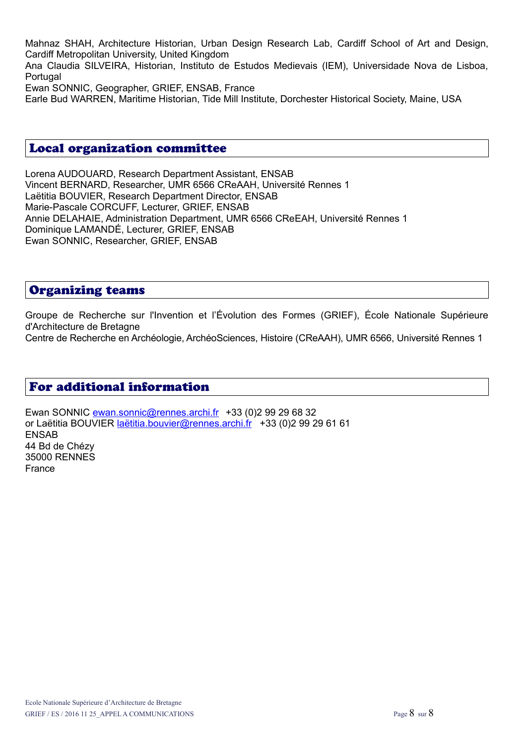Mahnaz SHAH, Architecture Historian, Urban Design Research Lab, Cardiff School of Art and Design, Cardiff Metropolitan University, United Kingdom
Ana Claudia SILVEIRA, Historian, Instituto de Estudos Medievais (IEM), Universidade Nova de Lisboa, Portugal
Ewan SONNIC, Geographer, GRIEF, ENSAB, France
Earle Bud WARREN, Maritime Historian, Tide Mill Institute, Dorchester Historical Society, Maine, USA

## Local organization committee

Lorena AUDOUARD, Research Department Assistant, ENSAB
Vincent BERNARD, Researcher, UMR 6566 CReAAH, Université Rennes 1
Laëtitia BOUVIER, Research Department Director, ENSAB
Marie-Pascale CORCUFF, Lecturer, GRIEF, ENSAB
Annie DELAHAIE, Administration Department, UMR 6566 CReEAH, Université Rennes 1
Dominique LAMANDÉ, Lecturer, GRIEF, ENSAB
Ewan SONNIC, Researcher, GRIEF, ENSAB

## Organizing teams

Groupe de Recherche sur l'Invention et l'Évolution des Formes (GRIEF), École Nationale Supérieure d'Architecture de Bretagne
Centre de Recherche en Archéologie, ArchéoSciences, Histoire (CReAAH), UMR 6566, Université Rennes 1

## For additional information

Ewan SONNIC ewan.sonnic@rennes.archi.fr +33 (0)2 99 29 68 32
or Laëtitia BOUVIER laëtitia.bouvier@rennes.archi.fr +33 (0)2 99 29 61 61
ENSAB
44 Bd de Chézy
35000 RENNES
France